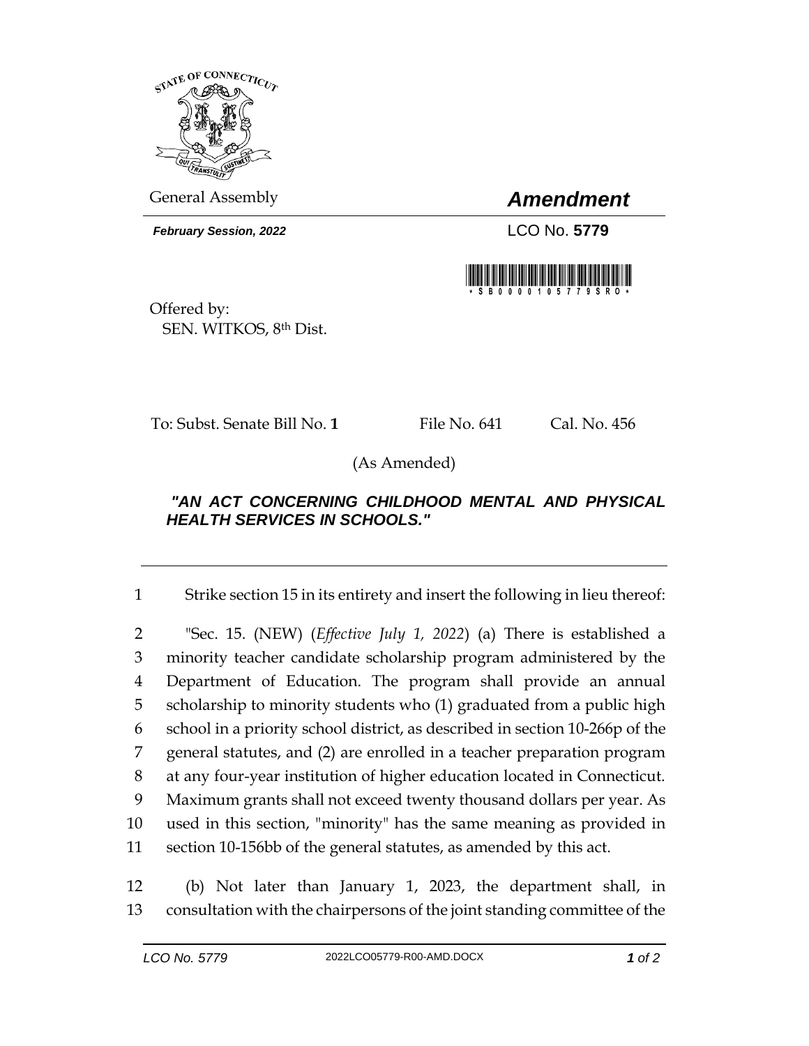General Assembly

# *Amendment*

***February Session, 2022*** LCO No. **5779**

Offered by:
SEN. WITKOS, 8th Dist.

To: Subst. Senate Bill No. **1** File No. 641 Cal. No. 456

(As Amended)

***"AN ACT CONCERNING CHILDHOOD MENTAL AND PHYSICAL HEALTH SERVICES IN SCHOOLS."***

---

1 Strike section 15 in its entirety and insert the following in lieu thereof:

2 "Sec. 15. (NEW) (*Effective July 1, 2022*) (a) There is established a
3 minority teacher candidate scholarship program administered by the
4 Department of Education. The program shall provide an annual
5 scholarship to minority students who (1) graduated from a public high
6 school in a priority school district, as described in section 10-266p of the
7 general statutes, and (2) are enrolled in a teacher preparation program
8 at any four-year institution of higher education located in Connecticut.
9 Maximum grants shall not exceed twenty thousand dollars per year. As
10 used in this section, "minority" has the same meaning as provided in
11 section 10-156bb of the general statutes, as amended by this act.

12 (b) Not later than January 1, 2023, the department shall, in
13 consultation with the chairpersons of the joint standing committee of the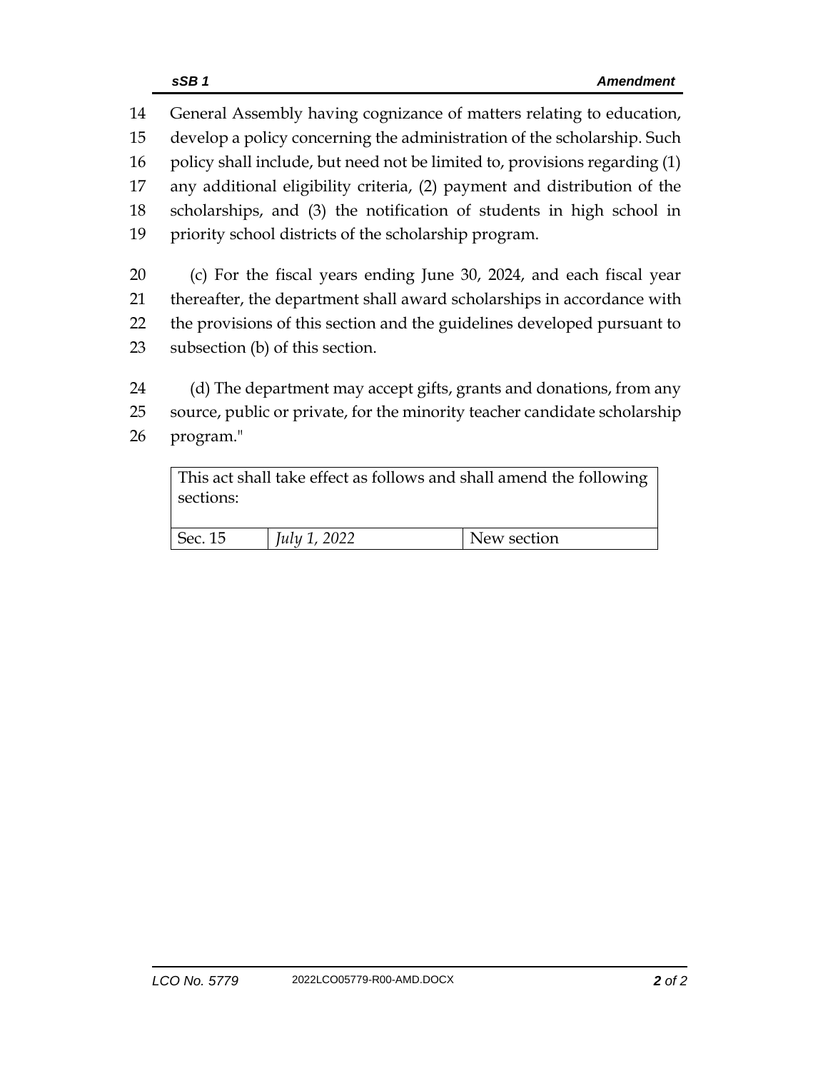General Assembly having cognizance of matters relating to education, develop a policy concerning the administration of the scholarship. Such policy shall include, but need not be limited to, provisions regarding (1) any additional eligibility criteria, (2) payment and distribution of the scholarships, and (3) the notification of students in high school in priority school districts of the scholarship program.

(c) For the fiscal years ending June 30, 2024, and each fiscal year thereafter, the department shall award scholarships in accordance with the provisions of this section and the guidelines developed pursuant to subsection (b) of this section.

(d) The department may accept gifts, grants and donations, from any source, public or private, for the minority teacher candidate scholarship program."

| This act shall take effect as follows and shall amend the following sections: | | |
|---|---|---|
| Sec. 15 | *July 1, 2022* | New section |